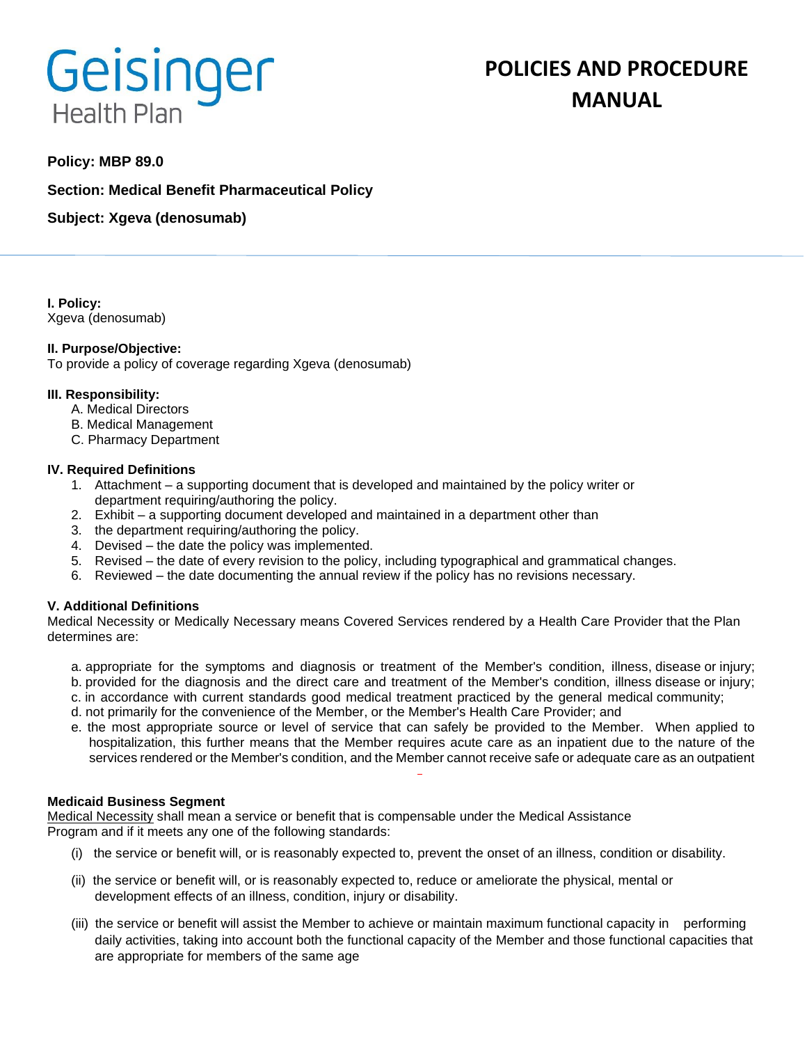Geisinger Health Plan

# POLICIES AND PROCEDURE MANUAL

**Policy: MBP 89.0**

**Section: Medical Benefit Pharmaceutical Policy**

**Subject: Xgeva (denosumab)**

**I. Policy:**
Xgeva (denosumab)

**II. Purpose/Objective:**
To provide a policy of coverage regarding Xgeva (denosumab)

**III. Responsibility:**

A. Medical Directors
B. Medical Management
C. Pharmacy Department

**IV. Required Definitions**

1. Attachment – a supporting document that is developed and maintained by the policy writer or department requiring/authoring the policy.
2. Exhibit – a supporting document developed and maintained in a department other than
3. the department requiring/authoring the policy.
4. Devised – the date the policy was implemented.
5. Revised – the date of every revision to the policy, including typographical and grammatical changes.
6. Reviewed – the date documenting the annual review if the policy has no revisions necessary.

**V. Additional Definitions**
Medical Necessity or Medically Necessary means Covered Services rendered by a Health Care Provider that the Plan determines are:

a. appropriate for the symptoms and diagnosis or treatment of the Member's condition, illness, disease or injury;
b. provided for the diagnosis and the direct care and treatment of the Member's condition, illness disease or injury;
c. in accordance with current standards good medical treatment practiced by the general medical community;
d. not primarily for the convenience of the Member, or the Member's Health Care Provider; and
e. the most appropriate source or level of service that can safely be provided to the Member. When applied to hospitalization, this further means that the Member requires acute care as an inpatient due to the nature of the services rendered or the Member's condition, and the Member cannot receive safe or adequate care as an outpatient

**Medicaid Business Segment**
Medical Necessity shall mean a service or benefit that is compensable under the Medical Assistance Program and if it meets any one of the following standards:

(i) the service or benefit will, or is reasonably expected to, prevent the onset of an illness, condition or disability.

(ii) the service or benefit will, or is reasonably expected to, reduce or ameliorate the physical, mental or development effects of an illness, condition, injury or disability.

(iii) the service or benefit will assist the Member to achieve or maintain maximum functional capacity in performing daily activities, taking into account both the functional capacity of the Member and those functional capacities that are appropriate for members of the same age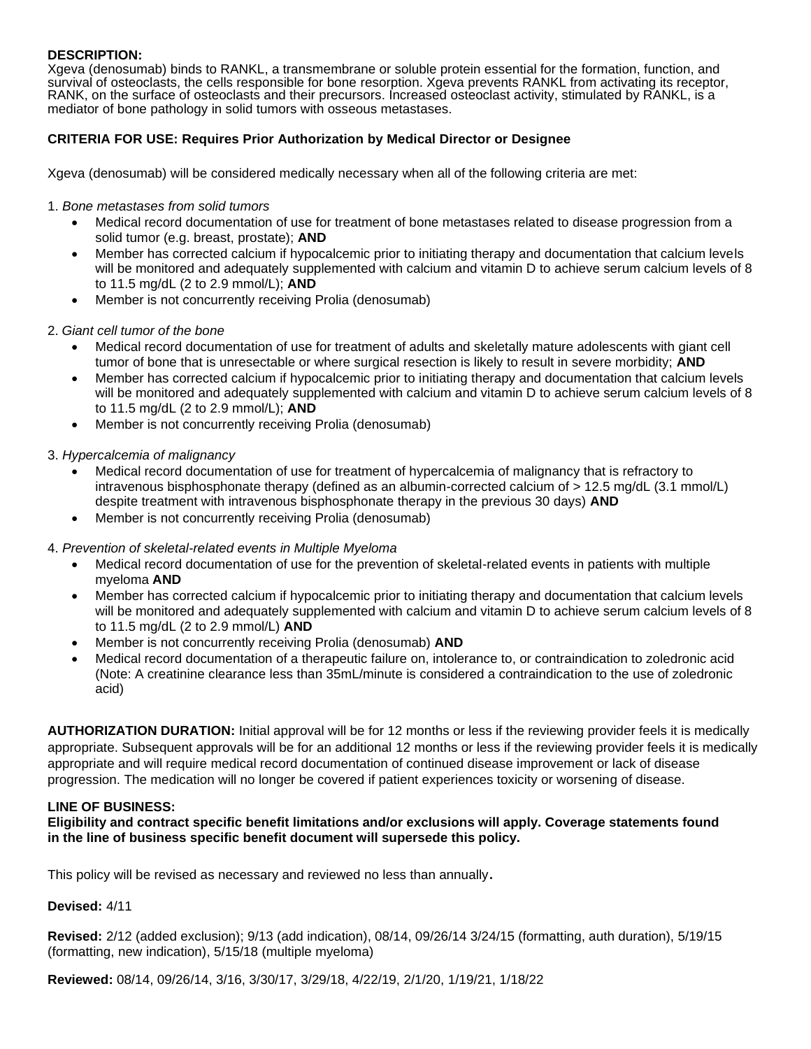**DESCRIPTION:**
Xgeva (denosumab) binds to RANKL, a transmembrane or soluble protein essential for the formation, function, and survival of osteoclasts, the cells responsible for bone resorption. Xgeva prevents RANKL from activating its receptor, RANK, on the surface of osteoclasts and their precursors. Increased osteoclast activity, stimulated by RANKL, is a mediator of bone pathology in solid tumors with osseous metastases.

**CRITERIA FOR USE: Requires Prior Authorization by Medical Director or Designee**

Xgeva (denosumab) will be considered medically necessary when all of the following criteria are met:

1. *Bone metastases from solid tumors*
   - Medical record documentation of use for treatment of bone metastases related to disease progression from a solid tumor (e.g. breast, prostate); **AND**
   - Member has corrected calcium if hypocalcemic prior to initiating therapy and documentation that calcium levels will be monitored and adequately supplemented with calcium and vitamin D to achieve serum calcium levels of 8 to 11.5 mg/dL (2 to 2.9 mmol/L); **AND**
   - Member is not concurrently receiving Prolia (denosumab)

2. *Giant cell tumor of the bone*
   - Medical record documentation of use for treatment of adults and skeletally mature adolescents with giant cell tumor of bone that is unresectable or where surgical resection is likely to result in severe morbidity; **AND**
   - Member has corrected calcium if hypocalcemic prior to initiating therapy and documentation that calcium levels will be monitored and adequately supplemented with calcium and vitamin D to achieve serum calcium levels of 8 to 11.5 mg/dL (2 to 2.9 mmol/L); **AND**
   - Member is not concurrently receiving Prolia (denosumab)

3. *Hypercalcemia of malignancy*
   - Medical record documentation of use for treatment of hypercalcemia of malignancy that is refractory to intravenous bisphosphonate therapy (defined as an albumin-corrected calcium of > 12.5 mg/dL (3.1 mmol/L) despite treatment with intravenous bisphosphonate therapy in the previous 30 days) **AND**
   - Member is not concurrently receiving Prolia (denosumab)

4. *Prevention of skeletal-related events in Multiple Myeloma*
   - Medical record documentation of use for the prevention of skeletal-related events in patients with multiple myeloma **AND**
   - Member has corrected calcium if hypocalcemic prior to initiating therapy and documentation that calcium levels will be monitored and adequately supplemented with calcium and vitamin D to achieve serum calcium levels of 8 to 11.5 mg/dL (2 to 2.9 mmol/L) **AND**
   - Member is not concurrently receiving Prolia (denosumab) **AND**
   - Medical record documentation of a therapeutic failure on, intolerance to, or contraindication to zoledronic acid (Note: A creatinine clearance less than 35mL/minute is considered a contraindication to the use of zoledronic acid)

**AUTHORIZATION DURATION:** Initial approval will be for 12 months or less if the reviewing provider feels it is medically appropriate. Subsequent approvals will be for an additional 12 months or less if the reviewing provider feels it is medically appropriate and will require medical record documentation of continued disease improvement or lack of disease progression. The medication will no longer be covered if patient experiences toxicity or worsening of disease.

**LINE OF BUSINESS:**
**Eligibility and contract specific benefit limitations and/or exclusions will apply. Coverage statements found in the line of business specific benefit document will supersede this policy.**

This policy will be revised as necessary and reviewed no less than annually.

**Devised:** 4/11

**Revised:** 2/12 (added exclusion); 9/13 (add indication), 08/14, 09/26/14 3/24/15 (formatting, auth duration), 5/19/15 (formatting, new indication), 5/15/18 (multiple myeloma)

**Reviewed:** 08/14, 09/26/14, 3/16, 3/30/17, 3/29/18, 4/22/19, 2/1/20, 1/19/21, 1/18/22